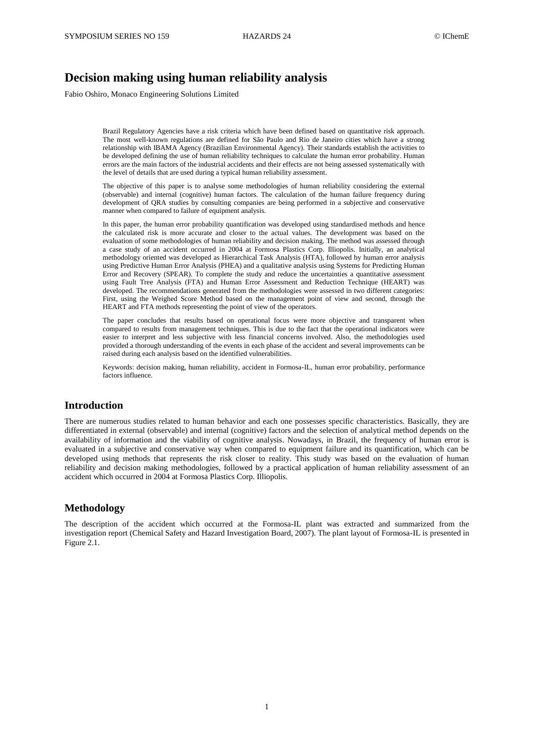# Decision making using human reliability analysis

Fabio Oshiro, Monaco Engineering Solutions Limited

Brazil Regulatory Agencies have a risk criteria which have been defined based on quantitative risk approach. The most well-known regulations are defined for São Paulo and Rio de Janeiro cities which have a strong relationship with IBAMA Agency (Brazilian Environmental Agency). Their standards establish the activities to be developed defining the use of human reliability techniques to calculate the human error probability. Human errors are the main factors of the industrial accidents and their effects are not being assessed systematically with the level of details that are used during a typical human reliability assessment.

The objective of this paper is to analyse some methodologies of human reliability considering the external (observable) and internal (cognitive) human factors. The calculation of the human failure frequency during development of QRA studies by consulting companies are being performed in a subjective and conservative manner when compared to failure of equipment analysis.

In this paper, the human error probability quantification was developed using standardised methods and hence the calculated risk is more accurate and closer to the actual values. The development was based on the evaluation of some methodologies of human reliability and decision making. The method was assessed through a case study of an accident occurred in 2004 at Formosa Plastics Corp. Illiopolis. Initially, an analytical methodology oriented was developed as Hierarchical Task Analysis (HTA), followed by human error analysis using Predictive Human Error Analysis (PHEA) and a qualitative analysis using Systems for Predicting Human Error and Recovery (SPEAR). To complete the study and reduce the uncertainties a quantitative assessment using Fault Tree Analysis (FTA) and Human Error Assessment and Reduction Technique (HEART) was developed. The recommendations generated from the methodologies were assessed in two different categories: First, using the Weighed Score Method based on the management point of view and second, through the HEART and FTA methods representing the point of view of the operators.

The paper concludes that results based on operational focus were more objective and transparent when compared to results from management techniques. This is due to the fact that the operational indicators were easier to interpret and less subjective with less financial concerns involved. Also, the methodologies used provided a thorough understanding of the events in each phase of the accident and several improvements can be raised during each analysis based on the identified vulnerabilities.

Keywords: decision making, human reliability, accident in Formosa-IL, human error probability, performance factors influence.

## Introduction

There are numerous studies related to human behavior and each one possesses specific characteristics. Basically, they are differentiated in external (observable) and internal (cognitive) factors and the selection of analytical method depends on the availability of information and the viability of cognitive analysis. Nowadays, in Brazil, the frequency of human error is evaluated in a subjective and conservative way when compared to equipment failure and its quantification, which can be developed using methods that represents the risk closer to reality. This study was based on the evaluation of human reliability and decision making methodologies, followed by a practical application of human reliability assessment of an accident which occurred in 2004 at Formosa Plastics Corp. Illiopolis.

## Methodology

The description of the accident which occurred at the Formosa-IL plant was extracted and summarized from the investigation report (Chemical Safety and Hazard Investigation Board, 2007). The plant layout of Formosa-IL is presented in Figure 2.1.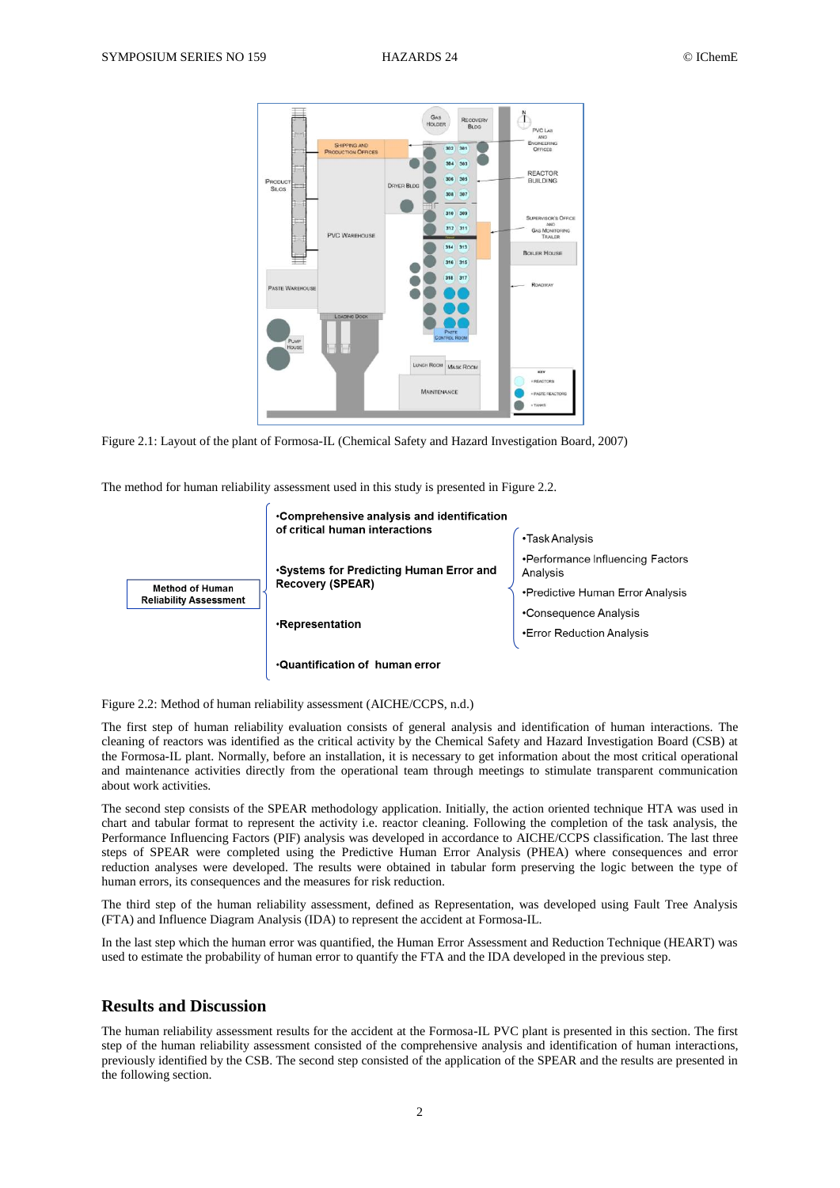Figure 2.1: Layout of the plant of Formosa-IL (Chemical Safety and Hazard Investigation Board, 2007)

The method for human reliability assessment used in this study is presented in Figure 2.2.

- **Method of Human Reliability Assessment**
  - •Comprehensive analysis and identification of critical human interactions
  - •Systems for Predicting Human Error and Recovery (SPEAR)
    - •Task Analysis
    - •Performance Influencing Factors Analysis
    - •Predictive Human Error Analysis
    - •Consequence Analysis
    - •Error Reduction Analysis
  - •Representation
  - •Quantification of human error

Figure 2.2: Method of human reliability assessment (AICHE/CCPS, n.d.)

The first step of human reliability evaluation consists of general analysis and identification of human interactions. The cleaning of reactors was identified as the critical activity by the Chemical Safety and Hazard Investigation Board (CSB) at the Formosa-IL plant. Normally, before an installation, it is necessary to get information about the most critical operational and maintenance activities directly from the operational team through meetings to stimulate transparent communication about work activities.

The second step consists of the SPEAR methodology application. Initially, the action oriented technique HTA was used in chart and tabular format to represent the activity i.e. reactor cleaning. Following the completion of the task analysis, the Performance Influencing Factors (PIF) analysis was developed in accordance to AICHE/CCPS classification. The last three steps of SPEAR were completed using the Predictive Human Error Analysis (PHEA) where consequences and error reduction analyses were developed. The results were obtained in tabular form preserving the logic between the type of human errors, its consequences and the measures for risk reduction.

The third step of the human reliability assessment, defined as Representation, was developed using Fault Tree Analysis (FTA) and Influence Diagram Analysis (IDA) to represent the accident at Formosa-IL.

In the last step which the human error was quantified, the Human Error Assessment and Reduction Technique (HEART) was used to estimate the probability of human error to quantify the FTA and the IDA developed in the previous step.

## Results and Discussion

The human reliability assessment results for the accident at the Formosa-IL PVC plant is presented in this section. The first step of the human reliability assessment consisted of the comprehensive analysis and identification of human interactions, previously identified by the CSB. The second step consisted of the application of the SPEAR and the results are presented in the following section.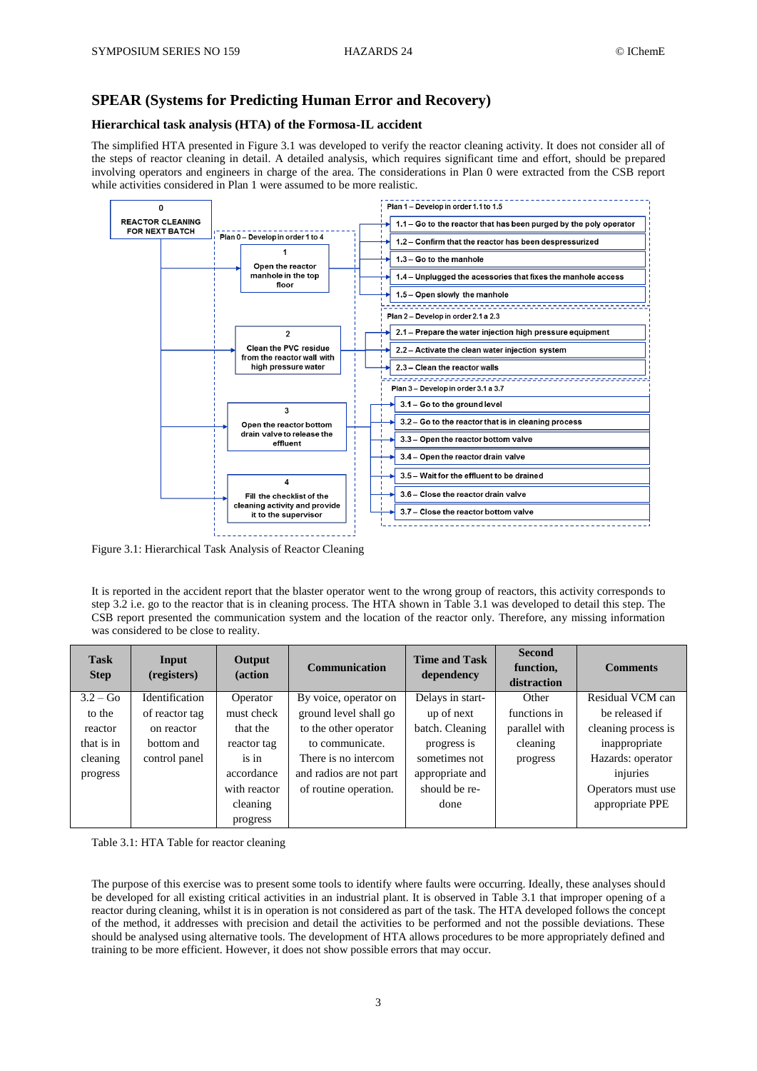## SPEAR (Systems for Predicting Human Error and Recovery)

### Hierarchical task analysis (HTA) of the Formosa-IL accident

The simplified HTA presented in Figure 3.1 was developed to verify the reactor cleaning activity. It does not consider all of the steps of reactor cleaning in detail. A detailed analysis, which requires significant time and effort, should be prepared involving operators and engineers in charge of the area. The considerations in Plan 0 were extracted from the CSB report while activities considered in Plan 1 were assumed to be more realistic.

**0 REACTOR CLEANING FOR NEXT BATCH**

Plan 0 – Develop in order 1 to 4

- **1** Open the reactor manhole in the top floor
  - Plan 1 – Develop in order 1.1 to 1.5
    - 1.1 – Go to the reactor that has been purged by the poly operator
    - 1.2 – Confirm that the reactor has been despressurized
    - 1.3 – Go to the manhole
    - 1.4 – Unplugged the accessories that fixes the manhole access
    - 1.5 – Open slowly the manhole
- **2** Clean the PVC residue from the reactor wall with high pressure water
  - Plan 2 – Develop in order 2.1 a 2.3
    - 2.1 – Prepare the water injection high pressure equipment
    - 2.2 – Activate the clean water injection system
    - 2.3 – Clean the reactor walls
- **3** Open the reactor bottom drain valve to release the effluent
  - Plan 3 – Develop in order 3.1 a 3.7
    - 3.1 – Go to the ground level
    - 3.2 – Go to the reactor that is in cleaning process
    - 3.3 – Open the reactor bottom valve
    - 3.4 – Open the reactor drain valve
    - 3.5 – Wait for the effluent to be drained
    - 3.6 – Close the reactor drain valve
    - 3.7 – Close the reactor bottom valve
- **4** Fill the checklist of the cleaning activity and provide it to the supervisor

Figure 3.1: Hierarchical Task Analysis of Reactor Cleaning

It is reported in the accident report that the blaster operator went to the wrong group of reactors, this activity corresponds to step 3.2 i.e. go to the reactor that is in cleaning process. The HTA shown in Table 3.1 was developed to detail this step. The CSB report presented the communication system and the location of the reactor only. Therefore, any missing information was considered to be close to reality.

| Task Step | Input (registers) | Output (action | Communication | Time and Task dependency | Second function, distraction | Comments |
|---|---|---|---|---|---|---|
| 3.2 – Go to the reactor that is in cleaning progress | Identification of reactor tag on reactor bottom and control panel | Operator must check that the reactor tag is in accordance with reactor cleaning progress | By voice, operator on ground level shall go to the other operator to communicate. There is no intercom and radios are not part of routine operation. | Delays in start-up of next batch. Cleaning progress is sometimes not appropriate and should be re-done | Other functions in parallel with cleaning progress | Residual VCM can be released if cleaning process is inappropriate Hazards: operator injuries Operators must use appropriate PPE |

Table 3.1: HTA Table for reactor cleaning

The purpose of this exercise was to present some tools to identify where faults were occurring. Ideally, these analyses should be developed for all existing critical activities in an industrial plant. It is observed in Table 3.1 that improper opening of a reactor during cleaning, whilst it is in operation is not considered as part of the task. The HTA developed follows the concept of the method, it addresses with precision and detail the activities to be performed and not the possible deviations. These should be analysed using alternative tools. The development of HTA allows procedures to be more appropriately defined and training to be more efficient. However, it does not show possible errors that may occur.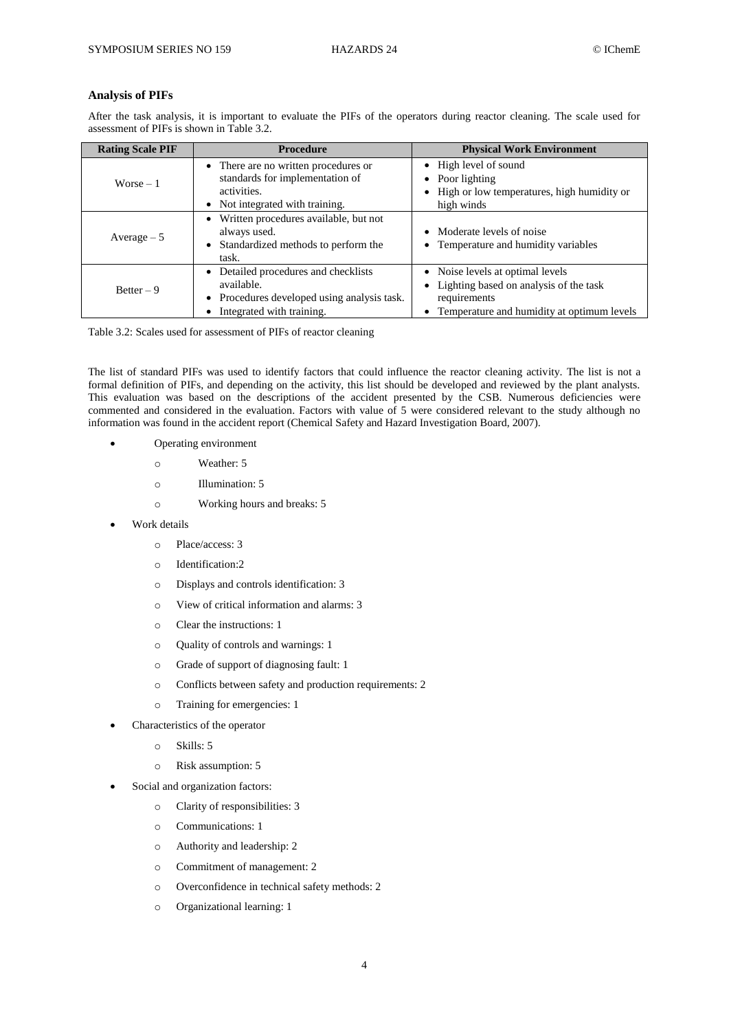### Analysis of PIFs

After the task analysis, it is important to evaluate the PIFs of the operators during reactor cleaning. The scale used for assessment of PIFs is shown in Table 3.2.

| Rating Scale PIF | Procedure | Physical Work Environment |
|---|---|---|
| Worse – 1 | • There are no written procedures or standards for implementation of activities.<br>• Not integrated with training. | • High level of sound<br>• Poor lighting<br>• High or low temperatures, high humidity or high winds |
| Average – 5 | • Written procedures available, but not always used.<br>• Standardized methods to perform the task. | • Moderate levels of noise<br>• Temperature and humidity variables |
| Better – 9 | • Detailed procedures and checklists available.<br>• Procedures developed using analysis task.<br>• Integrated with training. | • Noise levels at optimal levels<br>• Lighting based on analysis of the task requirements<br>• Temperature and humidity at optimum levels |

Table 3.2: Scales used for assessment of PIFs of reactor cleaning

The list of standard PIFs was used to identify factors that could influence the reactor cleaning activity. The list is not a formal definition of PIFs, and depending on the activity, this list should be developed and reviewed by the plant analysts. This evaluation was based on the descriptions of the accident presented by the CSB. Numerous deficiencies were commented and considered in the evaluation. Factors with value of 5 were considered relevant to the study although no information was found in the accident report (Chemical Safety and Hazard Investigation Board, 2007).

- Operating environment
  - Weather: 5
  - Illumination: 5
  - Working hours and breaks: 5
- Work details
  - Place/access: 3
  - Identification:2
  - Displays and controls identification: 3
  - View of critical information and alarms: 3
  - Clear the instructions: 1
  - Quality of controls and warnings: 1
  - Grade of support of diagnosing fault: 1
  - Conflicts between safety and production requirements: 2
  - Training for emergencies: 1
- Characteristics of the operator
  - Skills: 5
  - Risk assumption: 5
- Social and organization factors:
  - Clarity of responsibilities: 3
  - Communications: 1
  - Authority and leadership: 2
  - Commitment of management: 2
  - Overconfidence in technical safety methods: 2
  - Organizational learning: 1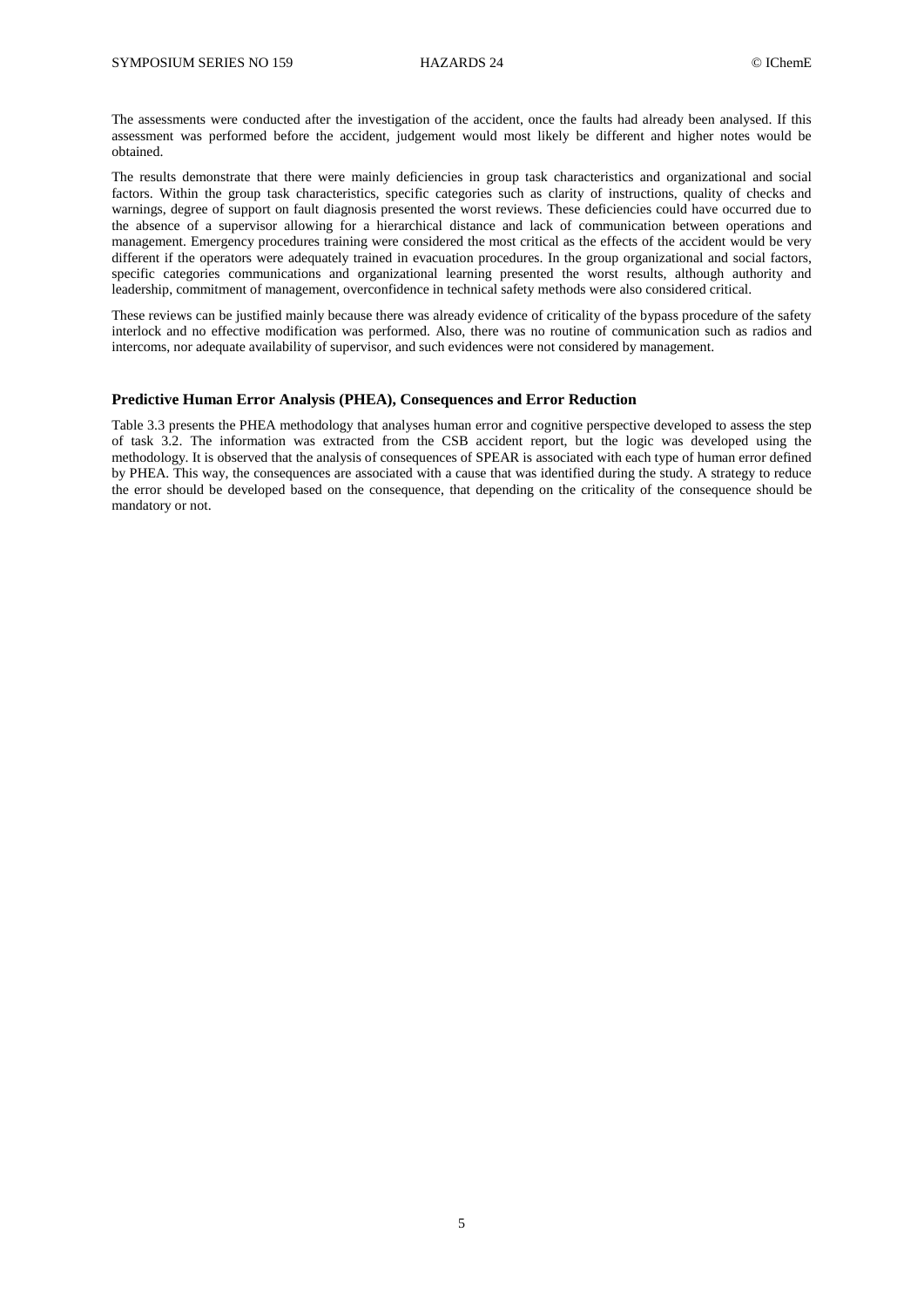The assessments were conducted after the investigation of the accident, once the faults had already been analysed. If this assessment was performed before the accident, judgement would most likely be different and higher notes would be obtained.

The results demonstrate that there were mainly deficiencies in group task characteristics and organizational and social factors. Within the group task characteristics, specific categories such as clarity of instructions, quality of checks and warnings, degree of support on fault diagnosis presented the worst reviews. These deficiencies could have occurred due to the absence of a supervisor allowing for a hierarchical distance and lack of communication between operations and management. Emergency procedures training were considered the most critical as the effects of the accident would be very different if the operators were adequately trained in evacuation procedures. In the group organizational and social factors, specific categories communications and organizational learning presented the worst results, although authority and leadership, commitment of management, overconfidence in technical safety methods were also considered critical.

These reviews can be justified mainly because there was already evidence of criticality of the bypass procedure of the safety interlock and no effective modification was performed. Also, there was no routine of communication such as radios and intercoms, nor adequate availability of supervisor, and such evidences were not considered by management.

### Predictive Human Error Analysis (PHEA), Consequences and Error Reduction

Table 3.3 presents the PHEA methodology that analyses human error and cognitive perspective developed to assess the step of task 3.2. The information was extracted from the CSB accident report, but the logic was developed using the methodology. It is observed that the analysis of consequences of SPEAR is associated with each type of human error defined by PHEA. This way, the consequences are associated with a cause that was identified during the study. A strategy to reduce the error should be developed based on the consequence, that depending on the criticality of the consequence should be mandatory or not.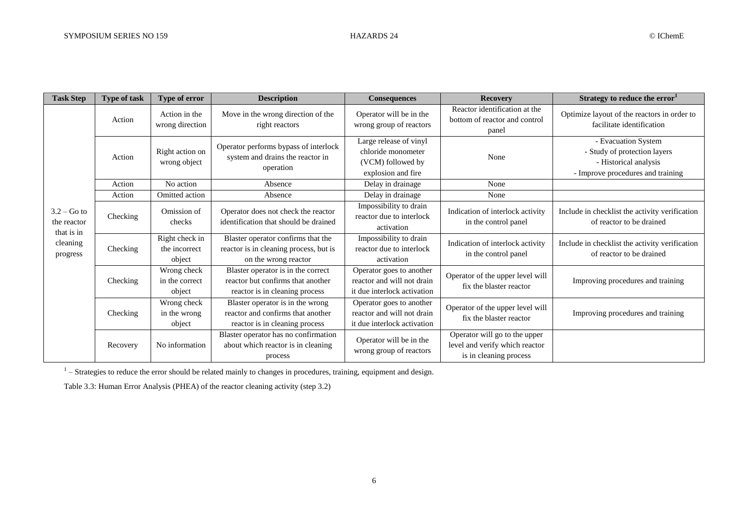| Task Step | Type of task | Type of error | Description | Consequences | Recovery | Strategy to reduce the error[1] |
|---|---|---|---|---|---|---|
| 3.2 – Go to the reactor that is in cleaning progress | Action | Action in the wrong direction | Move in the wrong direction of the right reactors | Operator will be in the wrong group of reactors | Reactor identification at the bottom of reactor and control panel | Optimize layout of the reactors in order to facilitate identification |
| | Action | Right action on wrong object | Operator performs bypass of interlock system and drains the reactor in operation | Large release of vinyl chloride monometer (VCM) followed by explosion and fire | None | - Evacuation System<br>- Study of protection layers<br>- Historical analysis<br>- Improve procedures and training |
| | Action | No action | Absence | Delay in drainage | None | |
| | Action | Omitted action | Absence | Delay in drainage | None | |
| | Checking | Omission of checks | Operator does not check the reactor identification that should be drained | Impossibility to drain reactor due to interlock activation | Indication of interlock activity in the control panel | Include in checklist the activity verification of reactor to be drained |
| | Checking | Right check in the incorrect object | Blaster operator confirms that the reactor is in cleaning process, but is on the wrong reactor | Impossibility to drain reactor due to interlock activation | Indication of interlock activity in the control panel | Include in checklist the activity verification of reactor to be drained |
| | Checking | Wrong check in the correct object | Blaster operator is in the correct reactor but confirms that another reactor is in cleaning process | Operator goes to another reactor and will not drain it due interlock activation | Operator of the upper level will fix the blaster reactor | Improving procedures and training |
| | Checking | Wrong check in the wrong object | Blaster operator is in the wrong reactor and confirms that another reactor is in cleaning process | Operator goes to another reactor and will not drain it due interlock activation | Operator of the upper level will fix the blaster reactor | Improving procedures and training |
| | Recovery | No information | Blaster operator has no confirmation about which reactor is in cleaning process | Operator will be in the wrong group of reactors | Operator will go to the upper level and verify which reactor is in cleaning process | |

[1] – Strategies to reduce the error should be related mainly to changes in procedures, training, equipment and design.

Table 3.3: Human Error Analysis (PHEA) of the reactor cleaning activity (step 3.2)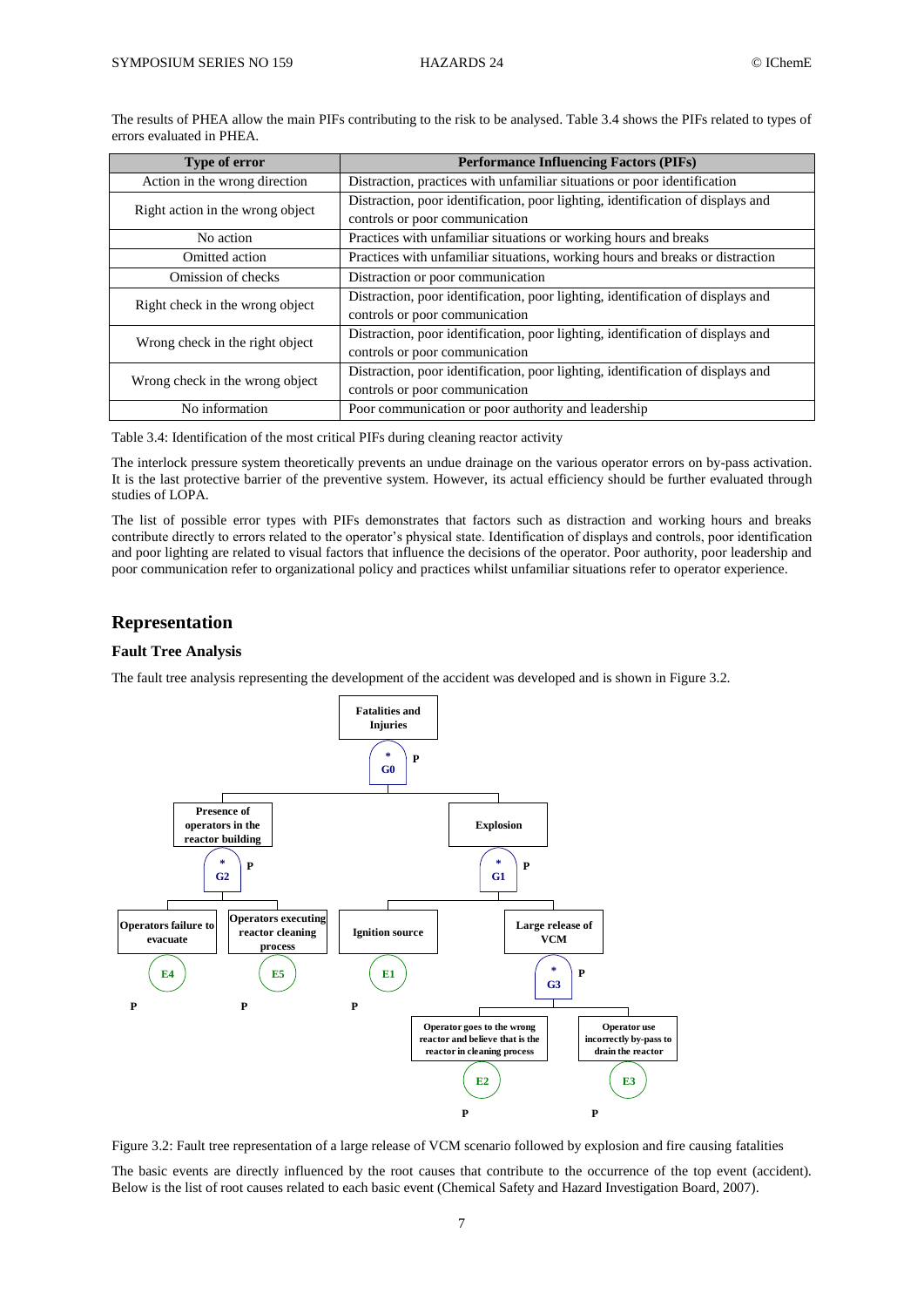The results of PHEA allow the main PIFs contributing to the risk to be analysed. Table 3.4 shows the PIFs related to types of errors evaluated in PHEA.

| Type of error | Performance Influencing Factors (PIFs) |
|---|---|
| Action in the wrong direction | Distraction, practices with unfamiliar situations or poor identification |
| Right action in the wrong object | Distraction, poor identification, poor lighting, identification of displays and controls or poor communication |
| No action | Practices with unfamiliar situations or working hours and breaks |
| Omitted action | Practices with unfamiliar situations, working hours and breaks or distraction |
| Omission of checks | Distraction or poor communication |
| Right check in the wrong object | Distraction, poor identification, poor lighting, identification of displays and controls or poor communication |
| Wrong check in the right object | Distraction, poor identification, poor lighting, identification of displays and controls or poor communication |
| Wrong check in the wrong object | Distraction, poor identification, poor lighting, identification of displays and controls or poor communication |
| No information | Poor communication or poor authority and leadership |

Table 3.4: Identification of the most critical PIFs during cleaning reactor activity

The interlock pressure system theoretically prevents an undue drainage on the various operator errors on by-pass activation. It is the last protective barrier of the preventive system. However, its actual efficiency should be further evaluated through studies of LOPA.

The list of possible error types with PIFs demonstrates that factors such as distraction and working hours and breaks contribute directly to errors related to the operator's physical state. Identification of displays and controls, poor identification and poor lighting are related to visual factors that influence the decisions of the operator. Poor authority, poor leadership and poor communication refer to organizational policy and practices whilst unfamiliar situations refer to operator experience.

## Representation

### Fault Tree Analysis

The fault tree analysis representing the development of the accident was developed and is shown in Figure 3.2.

Figure 3.2: Fault tree representation of a large release of VCM scenario followed by explosion and fire causing fatalities

The basic events are directly influenced by the root causes that contribute to the occurrence of the top event (accident). Below is the list of root causes related to each basic event (Chemical Safety and Hazard Investigation Board, 2007).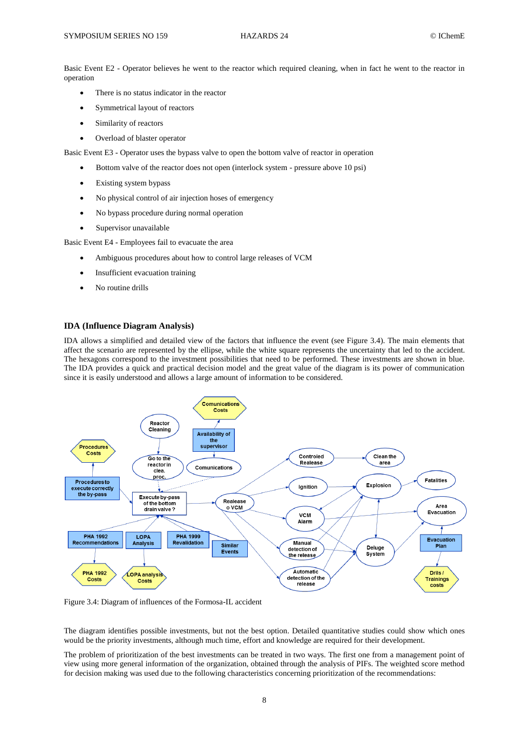Basic Event E2 - Operator believes he went to the reactor which required cleaning, when in fact he went to the reactor in operation

- There is no status indicator in the reactor
- Symmetrical layout of reactors
- Similarity of reactors
- Overload of blaster operator

Basic Event E3 - Operator uses the bypass valve to open the bottom valve of reactor in operation

- Bottom valve of the reactor does not open (interlock system - pressure above 10 psi)
- Existing system bypass
- No physical control of air injection hoses of emergency
- No bypass procedure during normal operation
- Supervisor unavailable

Basic Event E4 - Employees fail to evacuate the area

- Ambiguous procedures about how to control large releases of VCM
- Insufficient evacuation training
- No routine drills

### IDA (Influence Diagram Analysis)

IDA allows a simplified and detailed view of the factors that influence the event (see Figure 3.4). The main elements that affect the scenario are represented by the ellipse, while the white square represents the uncertainty that led to the accident. The hexagons correspond to the investment possibilities that need to be performed. These investments are shown in blue. The IDA provides a quick and practical decision model and the great value of the diagram is its power of communication since it is easily understood and allows a large amount of information to be considered.

Figure 3.4: Diagram of influences of the Formosa-IL accident

The diagram identifies possible investments, but not the best option. Detailed quantitative studies could show which ones would be the priority investments, although much time, effort and knowledge are required for their development.

The problem of prioritization of the best investments can be treated in two ways. The first one from a management point of view using more general information of the organization, obtained through the analysis of PIFs. The weighted score method for decision making was used due to the following characteristics concerning prioritization of the recommendations: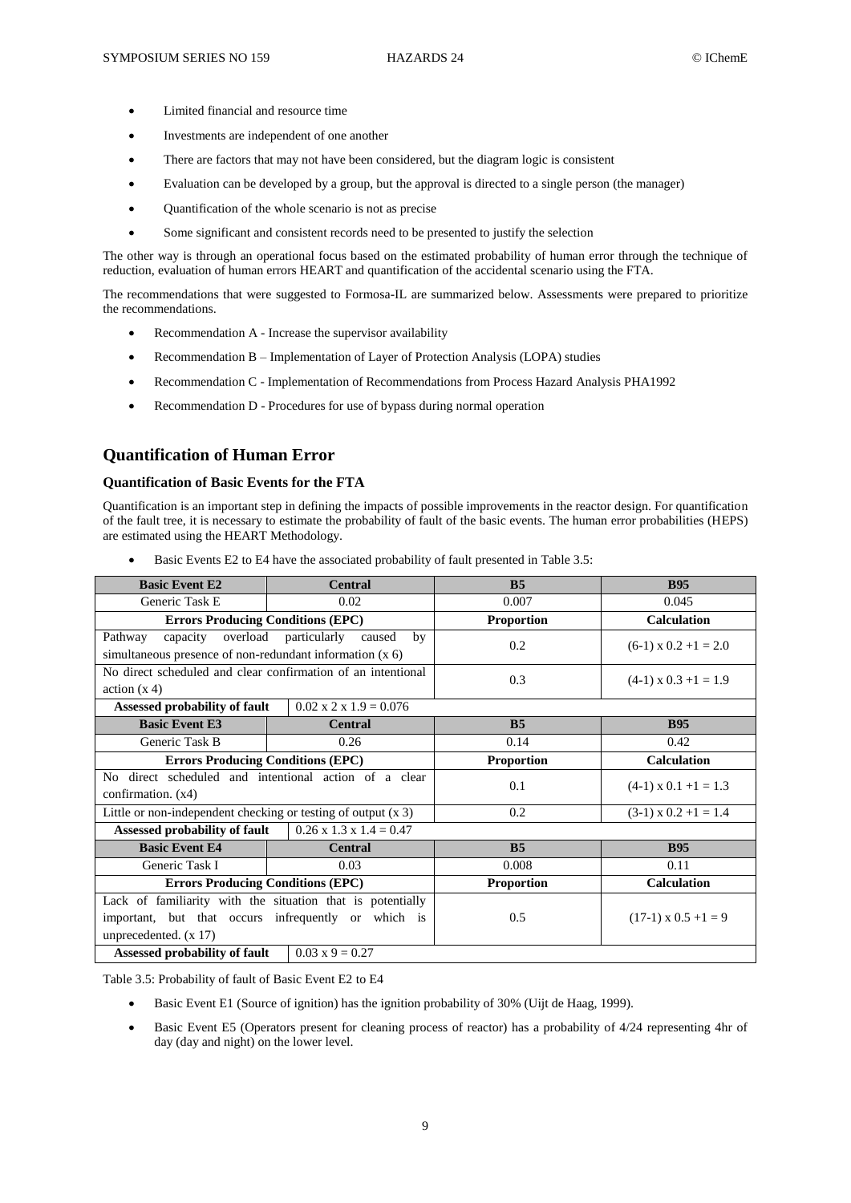- Limited financial and resource time
- Investments are independent of one another
- There are factors that may not have been considered, but the diagram logic is consistent
- Evaluation can be developed by a group, but the approval is directed to a single person (the manager)
- Quantification of the whole scenario is not as precise
- Some significant and consistent records need to be presented to justify the selection

The other way is through an operational focus based on the estimated probability of human error through the technique of reduction, evaluation of human errors HEART and quantification of the accidental scenario using the FTA.

The recommendations that were suggested to Formosa-IL are summarized below. Assessments were prepared to prioritize the recommendations.

- Recommendation A - Increase the supervisor availability
- Recommendation B – Implementation of Layer of Protection Analysis (LOPA) studies
- Recommendation C - Implementation of Recommendations from Process Hazard Analysis PHA1992
- Recommendation D - Procedures for use of bypass during normal operation

## Quantification of Human Error

### Quantification of Basic Events for the FTA

Quantification is an important step in defining the impacts of possible improvements in the reactor design. For quantification of the fault tree, it is necessary to estimate the probability of fault of the basic events. The human error probabilities (HEPS) are estimated using the HEART Methodology.

- Basic Events E2 to E4 have the associated probability of fault presented in Table 3.5:

| **Basic Event E2** | **Central** | **B5** | **B95** |
|---|---|---|---|
| Generic Task E | 0.02 | 0.007 | 0.045 |
| **Errors Producing Conditions (EPC)** | | **Proportion** | **Calculation** |
| Pathway capacity overload particularly caused by simultaneous presence of non-redundant information (x 6) | | 0.2 | (6-1) x 0.2 +1 = 2.0 |
| No direct scheduled and clear confirmation of an intentional action (x 4) | | 0.3 | (4-1) x 0.3 +1 = 1.9 |
| **Assessed probability of fault** | 0.02 x 2 x 1.9 = 0.076 | | |
| **Basic Event E3** | **Central** | **B5** | **B95** |
| Generic Task B | 0.26 | 0.14 | 0.42 |
| **Errors Producing Conditions (EPC)** | | **Proportion** | **Calculation** |
| No direct scheduled and intentional action of a clear confirmation. (x4) | | 0.1 | (4-1) x 0.1 +1 = 1.3 |
| Little or non-independent checking or testing of output (x 3) | | 0.2 | (3-1) x 0.2 +1 = 1.4 |
| **Assessed probability of fault** | 0.26 x 1.3 x 1.4 = 0.47 | | |
| **Basic Event E4** | **Central** | **B5** | **B95** |
| Generic Task I | 0.03 | 0.008 | 0.11 |
| **Errors Producing Conditions (EPC)** | | **Proportion** | **Calculation** |
| Lack of familiarity with the situation that is potentially important, but that occurs infrequently or which is unprecedented. (x 17) | | 0.5 | (17-1) x 0.5 +1 = 9 |
| **Assessed probability of fault** | 0.03 x 9 = 0.27 | | |

Table 3.5: Probability of fault of Basic Event E2 to E4

- Basic Event E1 (Source of ignition) has the ignition probability of 30% (Uijt de Haag, 1999).
- Basic Event E5 (Operators present for cleaning process of reactor) has a probability of 4/24 representing 4hr of day (day and night) on the lower level.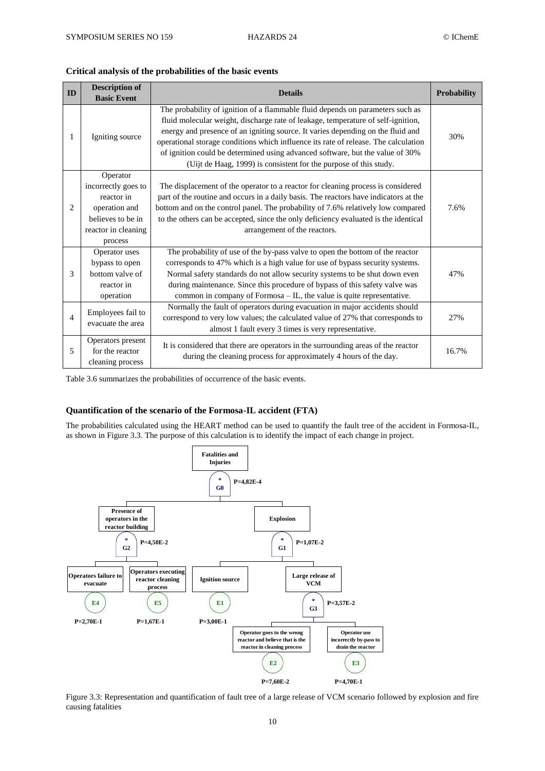### Critical analysis of the probabilities of the basic events

| ID | Description of Basic Event | Details | Probability |
|---|---|---|---|
| 1 | Igniting source | The probability of ignition of a flammable fluid depends on parameters such as fluid molecular weight, discharge rate of leakage, temperature of self-ignition, energy and presence of an igniting source. It varies depending on the fluid and operational storage conditions which influence its rate of release. The calculation of ignition could be determined using advanced software, but the value of 30% (Uijt de Haag, 1999) is consistent for the purpose of this study. | 30% |
| 2 | Operator incorrectly goes to reactor in operation and believes to be in reactor in cleaning process | The displacement of the operator to a reactor for cleaning process is considered part of the routine and occurs in a daily basis. The reactors have indicators at the bottom and on the control panel. The probability of 7.6% relatively low compared to the others can be accepted, since the only deficiency evaluated is the identical arrangement of the reactors. | 7.6% |
| 3 | Operator uses bypass to open bottom valve of reactor in operation | The probability of use of the by-pass valve to open the bottom of the reactor corresponds to 47% which is a high value for use of bypass security systems. Normal safety standards do not allow security systems to be shut down even during maintenance. Since this procedure of bypass of this safety valve was common in company of Formosa – IL, the value is quite representative. | 47% |
| 4 | Employees fail to evacuate the area | Normally the fault of operators during evacuation in major accidents should correspond to very low values; the calculated value of 27% that corresponds to almost 1 fault every 3 times is very representative. | 27% |
| 5 | Operators present for the reactor cleaning process | It is considered that there are operators in the surrounding areas of the reactor during the cleaning process for approximately 4 hours of the day. | 16.7% |

Table 3.6 summarizes the probabilities of occurrence of the basic events.

### Quantification of the scenario of the Formosa-IL accident (FTA)

The probabilities calculated using the HEART method can be used to quantify the fault tree of the accident in Formosa-IL, as shown in Figure 3.3. The purpose of this calculation is to identify the impact of each change in project.

Figure 3.3: Representation and quantification of fault tree of a large release of VCM scenario followed by explosion and fire causing fatalities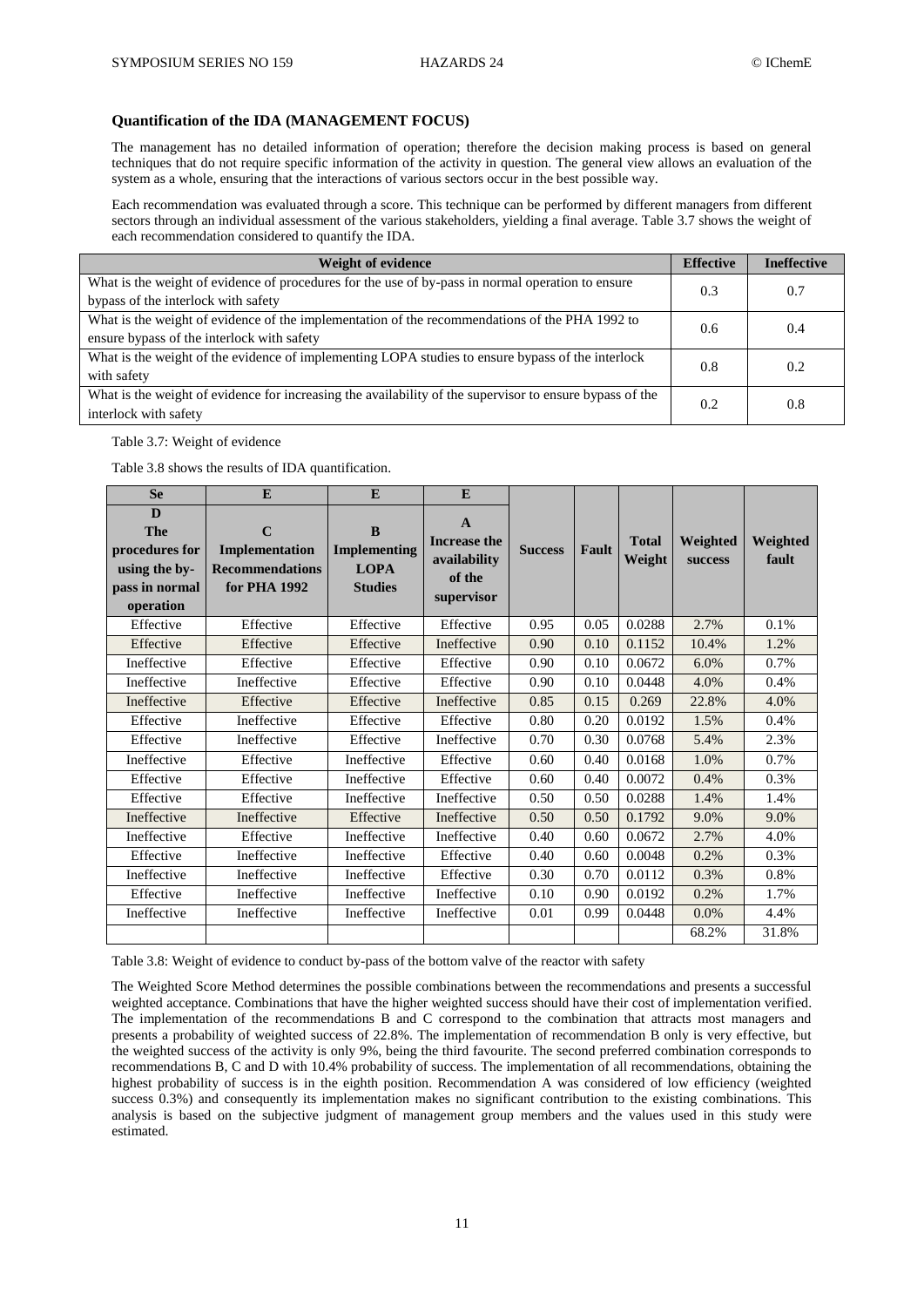### Quantification of the IDA (MANAGEMENT FOCUS)

The management has no detailed information of operation; therefore the decision making process is based on general techniques that do not require specific information of the activity in question. The general view allows an evaluation of the system as a whole, ensuring that the interactions of various sectors occur in the best possible way.

Each recommendation was evaluated through a score. This technique can be performed by different managers from different sectors through an individual assessment of the various stakeholders, yielding a final average. Table 3.7 shows the weight of each recommendation considered to quantify the IDA.

| Weight of evidence | Effective | Ineffective |
|---|---|---|
| What is the weight of evidence of procedures for the use of by-pass in normal operation to ensure bypass of the interlock with safety | 0.3 | 0.7 |
| What is the weight of evidence of the implementation of the recommendations of the PHA 1992 to ensure bypass of the interlock with safety | 0.6 | 0.4 |
| What is the weight of the evidence of implementing LOPA studies to ensure bypass of the interlock with safety | 0.8 | 0.2 |
| What is the weight of evidence for increasing the availability of the supervisor to ensure bypass of the interlock with safety | 0.2 | 0.8 |

Table 3.7: Weight of evidence

Table 3.8 shows the results of IDA quantification.

| Se | E | E | E | | | | | |
|---|---|---|---|---|---|---|---|---|
| **D The procedures for using the by-pass in normal operation** | **C Implementation Recommendations for PHA 1992** | **B Implementing LOPA Studies** | **A Increase the availability of the supervisor** | **Success** | **Fault** | **Total Weight** | **Weighted success** | **Weighted fault** |
| Effective | Effective | Effective | Effective | 0.95 | 0.05 | 0.0288 | 2.7% | 0.1% |
| Effective | Effective | Effective | Ineffective | 0.90 | 0.10 | 0.1152 | 10.4% | 1.2% |
| Ineffective | Effective | Effective | Effective | 0.90 | 0.10 | 0.0672 | 6.0% | 0.7% |
| Ineffective | Ineffective | Effective | Effective | 0.90 | 0.10 | 0.0448 | 4.0% | 0.4% |
| Ineffective | Effective | Effective | Ineffective | 0.85 | 0.15 | 0.269 | 22.8% | 4.0% |
| Effective | Ineffective | Effective | Effective | 0.80 | 0.20 | 0.0192 | 1.5% | 0.4% |
| Effective | Ineffective | Effective | Ineffective | 0.70 | 0.30 | 0.0768 | 5.4% | 2.3% |
| Ineffective | Effective | Ineffective | Effective | 0.60 | 0.40 | 0.0168 | 1.0% | 0.7% |
| Effective | Effective | Ineffective | Effective | 0.60 | 0.40 | 0.0072 | 0.4% | 0.3% |
| Effective | Effective | Ineffective | Ineffective | 0.50 | 0.50 | 0.0288 | 1.4% | 1.4% |
| Ineffective | Ineffective | Effective | Ineffective | 0.50 | 0.50 | 0.1792 | 9.0% | 9.0% |
| Ineffective | Effective | Ineffective | Ineffective | 0.40 | 0.60 | 0.0672 | 2.7% | 4.0% |
| Effective | Ineffective | Ineffective | Effective | 0.40 | 0.60 | 0.0048 | 0.2% | 0.3% |
| Ineffective | Ineffective | Ineffective | Effective | 0.30 | 0.70 | 0.0112 | 0.3% | 0.8% |
| Effective | Ineffective | Ineffective | Ineffective | 0.10 | 0.90 | 0.0192 | 0.2% | 1.7% |
| Ineffective | Ineffective | Ineffective | Ineffective | 0.01 | 0.99 | 0.0448 | 0.0% | 4.4% |
| | | | | | | | 68.2% | 31.8% |

Table 3.8: Weight of evidence to conduct by-pass of the bottom valve of the reactor with safety

The Weighted Score Method determines the possible combinations between the recommendations and presents a successful weighted acceptance. Combinations that have the higher weighted success should have their cost of implementation verified. The implementation of the recommendations B and C correspond to the combination that attracts most managers and presents a probability of weighted success of 22.8%. The implementation of recommendation B only is very effective, but the weighted success of the activity is only 9%, being the third favourite. The second preferred combination corresponds to recommendations B, C and D with 10.4% probability of success. The implementation of all recommendations, obtaining the highest probability of success is in the eighth position. Recommendation A was considered of low efficiency (weighted success 0.3%) and consequently its implementation makes no significant contribution to the existing combinations. This analysis is based on the subjective judgment of management group members and the values used in this study were estimated.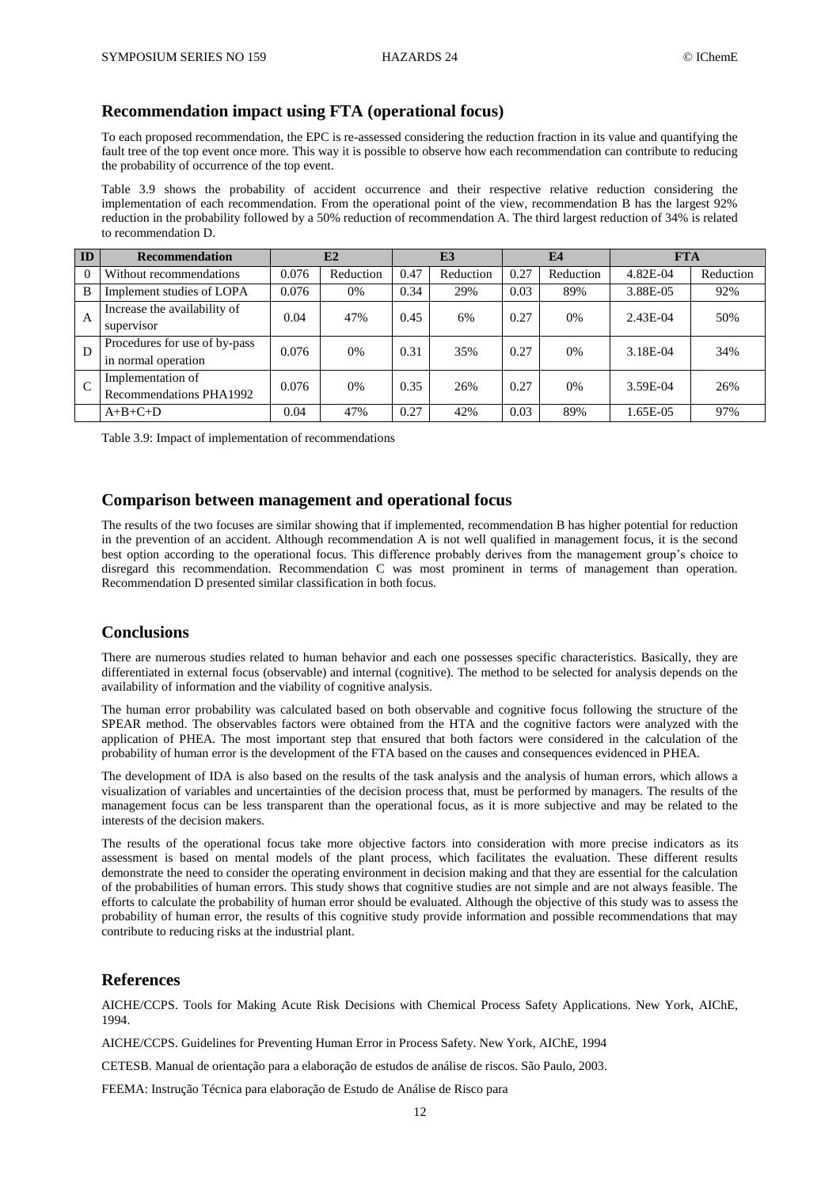## Recommendation impact using FTA (operational focus)

To each proposed recommendation, the EPC is re-assessed considering the reduction fraction in its value and quantifying the fault tree of the top event once more. This way it is possible to observe how each recommendation can contribute to reducing the probability of occurrence of the top event.

Table 3.9 shows the probability of accident occurrence and their respective relative reduction considering the implementation of each recommendation. From the operational point of the view, recommendation B has the largest 92% reduction in the probability followed by a 50% reduction of recommendation A. The third largest reduction of 34% is related to recommendation D.

| ID | Recommendation | E2 | | E3 | | E4 | | FTA | |
|---|---|---|---|---|---|---|---|---|---|
| 0 | Without recommendations | 0.076 | Reduction | 0.47 | Reduction | 0.27 | Reduction | 4.82E-04 | Reduction |
| B | Implement studies of LOPA | 0.076 | 0% | 0.34 | 29% | 0.03 | 89% | 3.88E-05 | 92% |
| A | Increase the availability of supervisor | 0.04 | 47% | 0.45 | 6% | 0.27 | 0% | 2.43E-04 | 50% |
| D | Procedures for use of by-pass in normal operation | 0.076 | 0% | 0.31 | 35% | 0.27 | 0% | 3.18E-04 | 34% |
| C | Implementation of Recommendations PHA1992 | 0.076 | 0% | 0.35 | 26% | 0.27 | 0% | 3.59E-04 | 26% |
| | A+B+C+D | 0.04 | 47% | 0.27 | 42% | 0.03 | 89% | 1.65E-05 | 97% |

Table 3.9: Impact of implementation of recommendations

## Comparison between management and operational focus

The results of the two focuses are similar showing that if implemented, recommendation B has higher potential for reduction in the prevention of an accident. Although recommendation A is not well qualified in management focus, it is the second best option according to the operational focus. This difference probably derives from the management group's choice to disregard this recommendation. Recommendation C was most prominent in terms of management than operation. Recommendation D presented similar classification in both focus.

## Conclusions

There are numerous studies related to human behavior and each one possesses specific characteristics. Basically, they are differentiated in external focus (observable) and internal (cognitive). The method to be selected for analysis depends on the availability of information and the viability of cognitive analysis.

The human error probability was calculated based on both observable and cognitive focus following the structure of the SPEAR method. The observables factors were obtained from the HTA and the cognitive factors were analyzed with the application of PHEA. The most important step that ensured that both factors were considered in the calculation of the probability of human error is the development of the FTA based on the causes and consequences evidenced in PHEA.

The development of IDA is also based on the results of the task analysis and the analysis of human errors, which allows a visualization of variables and uncertainties of the decision process that, must be performed by managers. The results of the management focus can be less transparent than the operational focus, as it is more subjective and may be related to the interests of the decision makers.

The results of the operational focus take more objective factors into consideration with more precise indicators as its assessment is based on mental models of the plant process, which facilitates the evaluation. These different results demonstrate the need to consider the operating environment in decision making and that they are essential for the calculation of the probabilities of human errors. This study shows that cognitive studies are not simple and are not always feasible. The efforts to calculate the probability of human error should be evaluated. Although the objective of this study was to assess the probability of human error, the results of this cognitive study provide information and possible recommendations that may contribute to reducing risks at the industrial plant.

## References

AICHE/CCPS. Tools for Making Acute Risk Decisions with Chemical Process Safety Applications. New York, AIChE, 1994.

AICHE/CCPS. Guidelines for Preventing Human Error in Process Safety. New York, AIChE, 1994

CETESB. Manual de orientação para a elaboração de estudos de análise de riscos. São Paulo, 2003.

FEEMA: Instrução Técnica para elaboração de Estudo de Análise de Risco para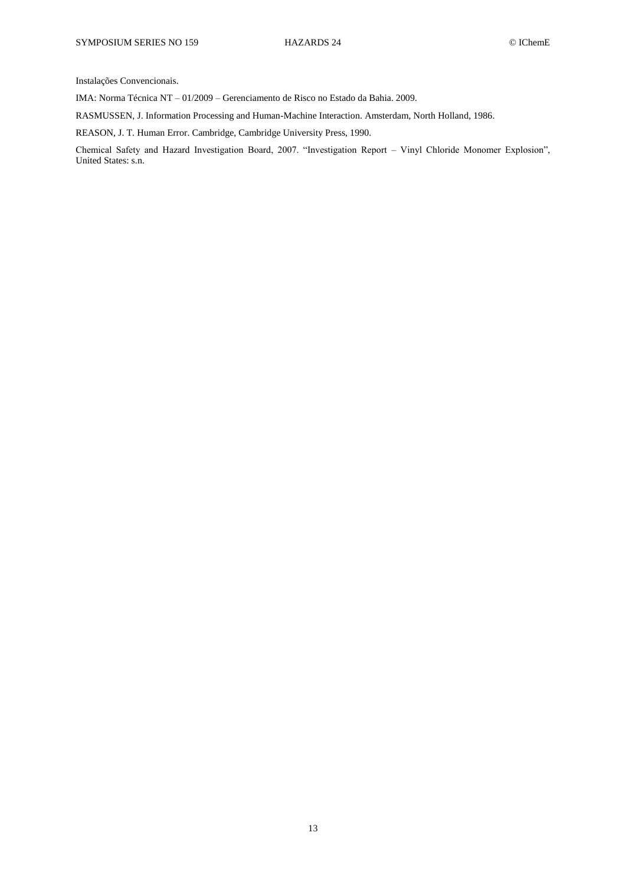Instalações Convencionais.

IMA: Norma Técnica NT – 01/2009 – Gerenciamento de Risco no Estado da Bahia. 2009.

RASMUSSEN, J. Information Processing and Human-Machine Interaction. Amsterdam, North Holland, 1986.

REASON, J. T. Human Error. Cambridge, Cambridge University Press, 1990.

Chemical Safety and Hazard Investigation Board, 2007. "Investigation Report – Vinyl Chloride Monomer Explosion", United States: s.n.